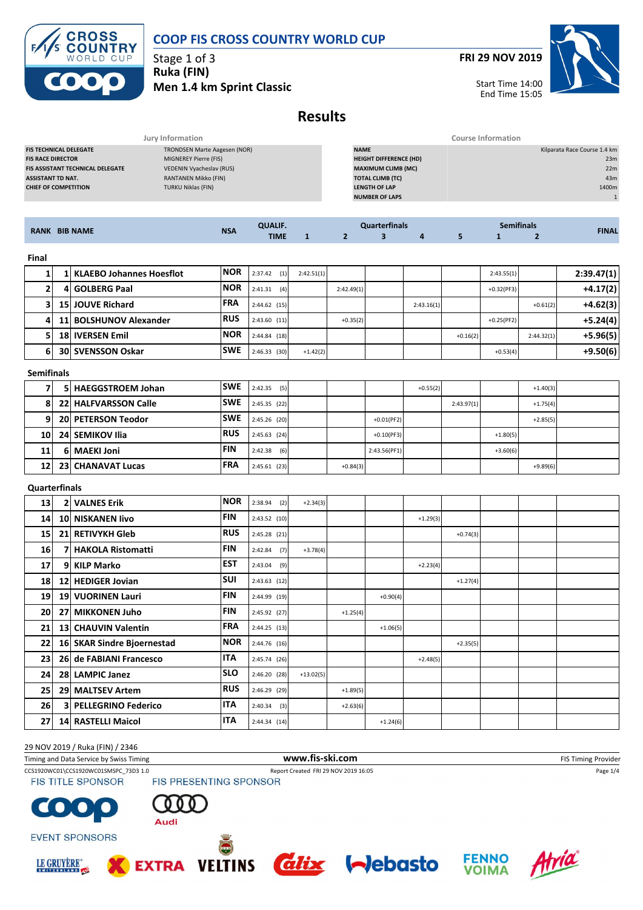# COOP FIS CROSS COUNTRY WORLD CUP

Stage 1 of 3
**Ruka (FIN)**
**Men 1.4 km Sprint Classic**

**FRI 29 NOV 2019**

Start Time 14:00
End Time 15:05

## Results

| Jury Information | |
|---|---|
| FIS TECHNICAL DELEGATE | TRONDSEN Marte Aagesen (NOR) |
| FIS RACE DIRECTOR | MIGNEREY Pierre (FIS) |
| FIS ASSISTANT TECHNICAL DELEGATE | VEDENIN Vyacheslav (RUS) |
| ASSISTANT TD NAT. | RANTANEN Mikko (FIN) |
| CHIEF OF COMPETITION | TURKU Niklas (FIN) |

| Course Information | |
|---|---|
| NAME | Kilparata Race Course 1.4 km |
| HEIGHT DIFFERENCE (HD) | 23m |
| MAXIMUM CLIMB (MC) | 22m |
| TOTAL CLIMB (TC) | 43m |
| LENGTH OF LAP | 1400m |
| NUMBER OF LAPS | 1 |

| RANK | BIB | NAME | NSA | QUALIF. TIME | Quarterfinals 1 | 2 | 3 | 4 | 5 | Semifinals 1 | 2 | FINAL |
|---|---|---|---|---|---|---|---|---|---|---|---|---|
| **Final** | | | | | | | | | | | | |
| 1 | 1 | KLAEBO Johannes Hoesflot | NOR | 2:37.42 (1) | 2:42.51(1) | | | | | 2:43.55(1) | | 2:39.47(1) |
| 2 | 4 | GOLBERG Paal | NOR | 2:41.31 (4) | | 2:42.49(1) | | | | +0.32(PF3) | | +4.17(2) |
| 3 | 15 | JOUVE Richard | FRA | 2:44.62 (15) | | | | 2:43.16(1) | | | +0.61(2) | +4.62(3) |
| 4 | 11 | BOLSHUNOV Alexander | RUS | 2:43.60 (11) | | +0.35(2) | | | | +0.25(PF2) | | +5.24(4) |
| 5 | 18 | IVERSEN Emil | NOR | 2:44.84 (18) | | | | | +0.16(2) | | 2:44.32(1) | +5.96(5) |
| 6 | 30 | SVENSSON Oskar | SWE | 2:46.33 (30) | +1.42(2) | | | | | +0.53(4) | | +9.50(6) |
| **Semifinals** | | | | | | | | | | | | |
| 7 | 5 | HAEGGSTROEM Johan | SWE | 2:42.35 (5) | | | | +0.55(2) | | | +1.40(3) | |
| 8 | 22 | HALFVARSSON Calle | SWE | 2:45.35 (22) | | | | | 2:43.97(1) | | +1.75(4) | |
| 9 | 20 | PETERSON Teodor | SWE | 2:45.26 (20) | | | +0.01(PF2) | | | | +2.85(5) | |
| 10 | 24 | SEMIKOV Ilia | RUS | 2:45.63 (24) | | | +0.10(PF3) | | | +1.80(5) | | |
| 11 | 6 | MAEKI Joni | FIN | 2:42.38 (6) | | | 2:43.56(PF1) | | | +3.60(6) | | |
| 12 | 23 | CHANAVAT Lucas | FRA | 2:45.61 (23) | | +0.84(3) | | | | | +9.89(6) | |
| **Quarterfinals** | | | | | | | | | | | | |
| 13 | 2 | VALNES Erik | NOR | 2:38.94 (2) | +2.34(3) | | | | | | | |
| 14 | 10 | NISKANEN Iivo | FIN | 2:43.52 (10) | | | | +1.29(3) | | | | |
| 15 | 21 | RETIVYKH Gleb | RUS | 2:45.28 (21) | | | | | +0.74(3) | | | |
| 16 | 7 | HAKOLA Ristomatti | FIN | 2:42.84 (7) | +3.78(4) | | | | | | | |
| 17 | 9 | KILP Marko | EST | 2:43.04 (9) | | | | +2.23(4) | | | | |
| 18 | 12 | HEDIGER Jovian | SUI | 2:43.63 (12) | | | | | +1.27(4) | | | |
| 19 | 19 | VUORINEN Lauri | FIN | 2:44.99 (19) | | | +0.90(4) | | | | | |
| 20 | 27 | MIKKONEN Juho | FIN | 2:45.92 (27) | | +1.25(4) | | | | | | |
| 21 | 13 | CHAUVIN Valentin | FRA | 2:44.25 (13) | | | +1.06(5) | | | | | |
| 22 | 16 | SKAR Sindre Bjoernestad | NOR | 2:44.76 (16) | | | | | +2.35(5) | | | |
| 23 | 26 | de FABIANI Francesco | ITA | 2:45.74 (26) | | | | +2.48(5) | | | | |
| 24 | 28 | LAMPIC Janez | SLO | 2:46.20 (28) | +13.02(5) | | | | | | | |
| 25 | 29 | MALTSEV Artem | RUS | 2:46.29 (29) | | +1.89(5) | | | | | | |
| 26 | 3 | PELLEGRINO Federico | ITA | 2:40.34 (3) | | +2.63(6) | | | | | | |
| 27 | 14 | RASTELLI Maicol | ITA | 2:44.34 (14) | | | +1.24(6) | | | | | |

29 NOV 2019 / Ruka (FIN) / 2346

Timing and Data Service by Swiss Timing — www.fis-ski.com — FIS Timing Provider

CCS1920WC01\CCS1920WC01SMSPC_73D3 1.0 — Report Created FRI 29 NOV 2019 16:05

FIS TITLE SPONSOR — FIS PRESENTING SPONSOR

EVENT SPONSORS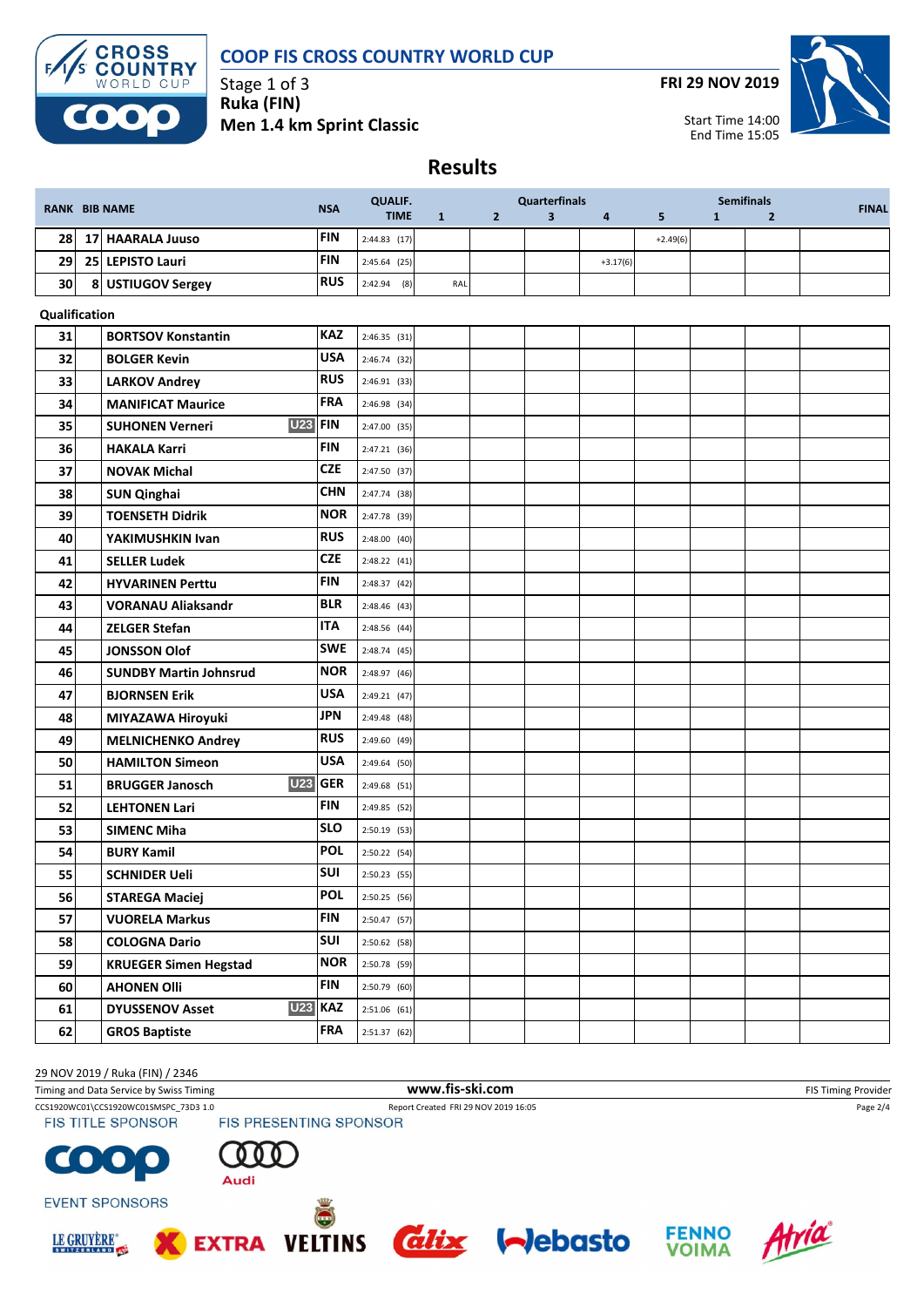# COOP FIS CROSS COUNTRY WORLD CUP

Stage 1 of 3
Ruka (FIN)
Men 1.4 km Sprint Classic

FRI 29 NOV 2019

Start Time 14:00
End Time 15:05

## Results

| RANK | BIB | NAME | | NSA | QUALIF. TIME | Quarterfinals 1 | 2 | 3 | 4 | 5 | Semifinals 1 | 2 | FINAL |
|---|---|---|---|---|---|---|---|---|---|---|---|---|---|
| 28 | 17 | HAARALA Juuso | | FIN | 2:44.83 (17) | | | | | +2.49(6) | | | |
| 29 | 25 | LEPISTO Lauri | | FIN | 2:45.64 (25) | | | | +3.17(6) | | | | |
| 30 | 8 | USTIUGOV Sergey | | RUS | 2:42.94 (8) | RAL | | | | | | | |

**Qualification**

| RANK | BIB | NAME | | NSA | QUALIF. TIME | Quarterfinals 1 | 2 | 3 | 4 | 5 | Semifinals 1 | 2 | FINAL |
|---|---|---|---|---|---|---|---|---|---|---|---|---|---|
| 31 | | BORTSOV Konstantin | | KAZ | 2:46.35 (31) | | | | | | | | |
| 32 | | BOLGER Kevin | | USA | 2:46.74 (32) | | | | | | | | |
| 33 | | LARKOV Andrey | | RUS | 2:46.91 (33) | | | | | | | | |
| 34 | | MANIFICAT Maurice | | FRA | 2:46.98 (34) | | | | | | | | |
| 35 | | SUHONEN Verneri | U23 | FIN | 2:47.00 (35) | | | | | | | | |
| 36 | | HAKALA Karri | | FIN | 2:47.21 (36) | | | | | | | | |
| 37 | | NOVAK Michal | | CZE | 2:47.50 (37) | | | | | | | | |
| 38 | | SUN Qinghai | | CHN | 2:47.74 (38) | | | | | | | | |
| 39 | | TOENSETH Didrik | | NOR | 2:47.78 (39) | | | | | | | | |
| 40 | | YAKIMUSHKIN Ivan | | RUS | 2:48.00 (40) | | | | | | | | |
| 41 | | SELLER Ludek | | CZE | 2:48.22 (41) | | | | | | | | |
| 42 | | HYVARINEN Perttu | | FIN | 2:48.37 (42) | | | | | | | | |
| 43 | | VORANAU Aliaksandr | | BLR | 2:48.46 (43) | | | | | | | | |
| 44 | | ZELGER Stefan | | ITA | 2:48.56 (44) | | | | | | | | |
| 45 | | JONSSON Olof | | SWE | 2:48.74 (45) | | | | | | | | |
| 46 | | SUNDBY Martin Johnsrud | | NOR | 2:48.97 (46) | | | | | | | | |
| 47 | | BJORNSEN Erik | | USA | 2:49.21 (47) | | | | | | | | |
| 48 | | MIYAZAWA Hiroyuki | | JPN | 2:49.48 (48) | | | | | | | | |
| 49 | | MELNICHENKO Andrey | | RUS | 2:49.60 (49) | | | | | | | | |
| 50 | | HAMILTON Simeon | | USA | 2:49.64 (50) | | | | | | | | |
| 51 | | BRUGGER Janosch | U23 | GER | 2:49.68 (51) | | | | | | | | |
| 52 | | LEHTONEN Lari | | FIN | 2:49.85 (52) | | | | | | | | |
| 53 | | SIMENC Miha | | SLO | 2:50.19 (53) | | | | | | | | |
| 54 | | BURY Kamil | | POL | 2:50.22 (54) | | | | | | | | |
| 55 | | SCHNIDER Ueli | | SUI | 2:50.23 (55) | | | | | | | | |
| 56 | | STAREGA Maciej | | POL | 2:50.25 (56) | | | | | | | | |
| 57 | | VUORELA Markus | | FIN | 2:50.47 (57) | | | | | | | | |
| 58 | | COLOGNA Dario | | SUI | 2:50.62 (58) | | | | | | | | |
| 59 | | KRUEGER Simen Hegstad | | NOR | 2:50.78 (59) | | | | | | | | |
| 60 | | AHONEN Olli | | FIN | 2:50.79 (60) | | | | | | | | |
| 61 | | DYUSSENOV Asset | U23 | KAZ | 2:51.06 (61) | | | | | | | | |
| 62 | | GROS Baptiste | | FRA | 2:51.37 (62) | | | | | | | | |

29 NOV 2019 / Ruka (FIN) / 2346

Timing and Data Service by Swiss Timing | www.fis-ski.com | FIS Timing Provider

CCS1920WC01\CCS1920WC01SMSPC_73D3 1.0 | Report Created FRI 29 NOV 2019 16:05

FIS TITLE SPONSOR: coop | FIS PRESENTING SPONSOR: Audi

EVENT SPONSORS: LE GRUYÈRE, EXTRA, VELTINS, Alix, Webasto, FENNO VOIMA, Atria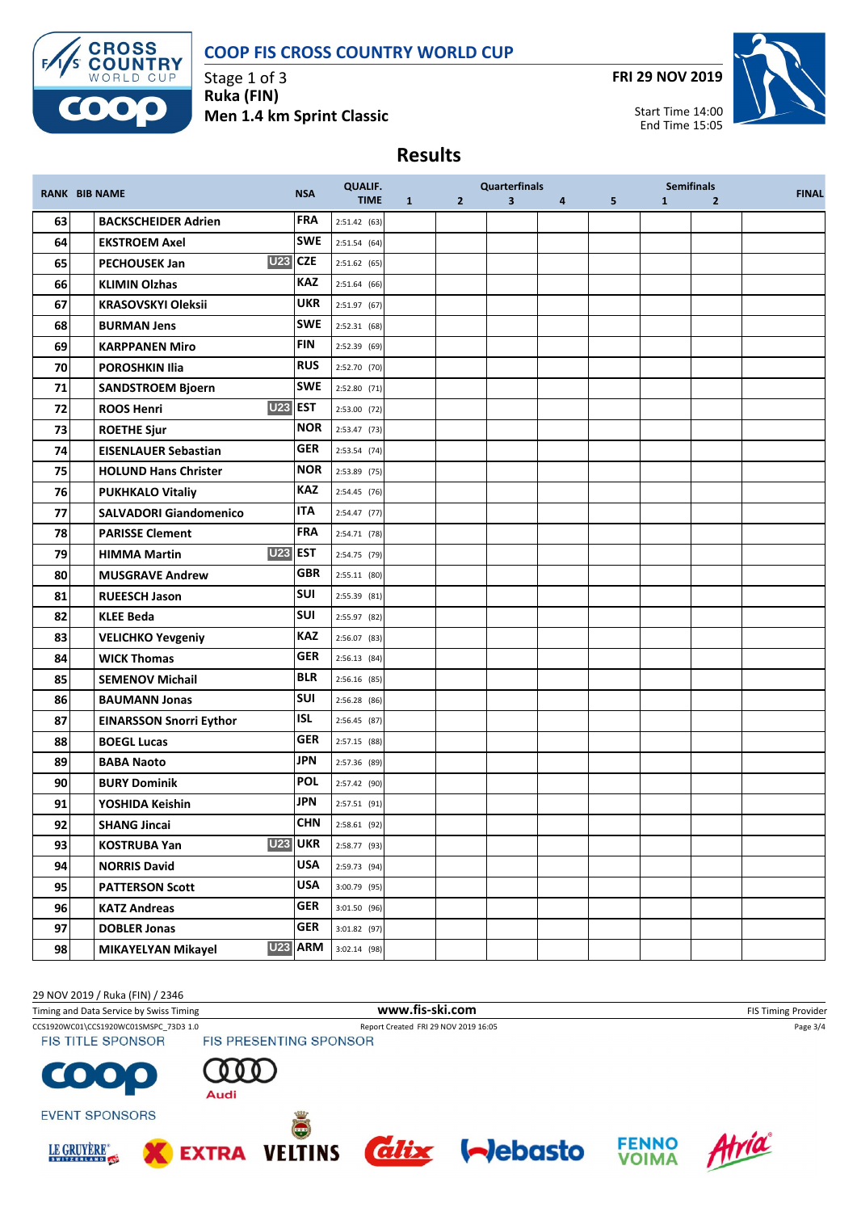# COOP FIS CROSS COUNTRY WORLD CUP

Stage 1 of 3
**Ruka (FIN)**
**Men 1.4 km Sprint Classic**

**FRI 29 NOV 2019**

Start Time 14:00
End Time 15:05

## Results

| RANK | BIB | NAME | | NSA | QUALIF. TIME | Quarterfinals 1 | 2 | 3 | 4 | 5 | Semifinals 1 | 2 | FINAL |
|---|---|---|---|---|---|---|---|---|---|---|---|---|---|
| 63 | | BACKSCHEIDER Adrien | | FRA | 2:51.42 (63) | | | | | | | | |
| 64 | | EKSTROEM Axel | | SWE | 2:51.54 (64) | | | | | | | | |
| 65 | | PECHOUSEK Jan | U23 | CZE | 2:51.62 (65) | | | | | | | | |
| 66 | | KLIMIN Olzhas | | KAZ | 2:51.64 (66) | | | | | | | | |
| 67 | | KRASOVSKYI Oleksii | | UKR | 2:51.97 (67) | | | | | | | | |
| 68 | | BURMAN Jens | | SWE | 2:52.31 (68) | | | | | | | | |
| 69 | | KARPPANEN Miro | | FIN | 2:52.39 (69) | | | | | | | | |
| 70 | | POROSHKIN Ilia | | RUS | 2:52.70 (70) | | | | | | | | |
| 71 | | SANDSTROEM Bjoern | | SWE | 2:52.80 (71) | | | | | | | | |
| 72 | | ROOS Henri | U23 | EST | 2:53.00 (72) | | | | | | | | |
| 73 | | ROETHE Sjur | | NOR | 2:53.47 (73) | | | | | | | | |
| 74 | | EISENLAUER Sebastian | | GER | 2:53.54 (74) | | | | | | | | |
| 75 | | HOLUND Hans Christer | | NOR | 2:53.89 (75) | | | | | | | | |
| 76 | | PUKHKALO Vitaliy | | KAZ | 2:54.45 (76) | | | | | | | | |
| 77 | | SALVADORI Giandomenico | | ITA | 2:54.47 (77) | | | | | | | | |
| 78 | | PARISSE Clement | | FRA | 2:54.71 (78) | | | | | | | | |
| 79 | | HIMMA Martin | U23 | EST | 2:54.75 (79) | | | | | | | | |
| 80 | | MUSGRAVE Andrew | | GBR | 2:55.11 (80) | | | | | | | | |
| 81 | | RUEESCH Jason | | SUI | 2:55.39 (81) | | | | | | | | |
| 82 | | KLEE Beda | | SUI | 2:55.97 (82) | | | | | | | | |
| 83 | | VELICHKO Yevgeniy | | KAZ | 2:56.07 (83) | | | | | | | | |
| 84 | | WICK Thomas | | GER | 2:56.13 (84) | | | | | | | | |
| 85 | | SEMENOV Michail | | BLR | 2:56.16 (85) | | | | | | | | |
| 86 | | BAUMANN Jonas | | SUI | 2:56.28 (86) | | | | | | | | |
| 87 | | EINARSSON Snorri Eythor | | ISL | 2:56.45 (87) | | | | | | | | |
| 88 | | BOEGL Lucas | | GER | 2:57.15 (88) | | | | | | | | |
| 89 | | BABA Naoto | | JPN | 2:57.36 (89) | | | | | | | | |
| 90 | | BURY Dominik | | POL | 2:57.42 (90) | | | | | | | | |
| 91 | | YOSHIDA Keishin | | JPN | 2:57.51 (91) | | | | | | | | |
| 92 | | SHANG Jincai | | CHN | 2:58.61 (92) | | | | | | | | |
| 93 | | KOSTRUBA Yan | U23 | UKR | 2:58.77 (93) | | | | | | | | |
| 94 | | NORRIS David | | USA | 2:59.73 (94) | | | | | | | | |
| 95 | | PATTERSON Scott | | USA | 3:00.79 (95) | | | | | | | | |
| 96 | | KATZ Andreas | | GER | 3:01.50 (96) | | | | | | | | |
| 97 | | DOBLER Jonas | | GER | 3:01.82 (97) | | | | | | | | |
| 98 | | MIKAYELYAN Mikayel | U23 | ARM | 3:02.14 (98) | | | | | | | | |

29 NOV 2019 / Ruka (FIN) / 2346

Timing and Data Service by Swiss Timing — www.fis-ski.com — FIS Timing Provider

CCS1920WC01\CCS1920WC01SMSPC_73D3 1.0 — Report Created FRI 29 NOV 2019 16:05

FIS TITLE SPONSOR — FIS PRESENTING SPONSOR — EVENT SPONSORS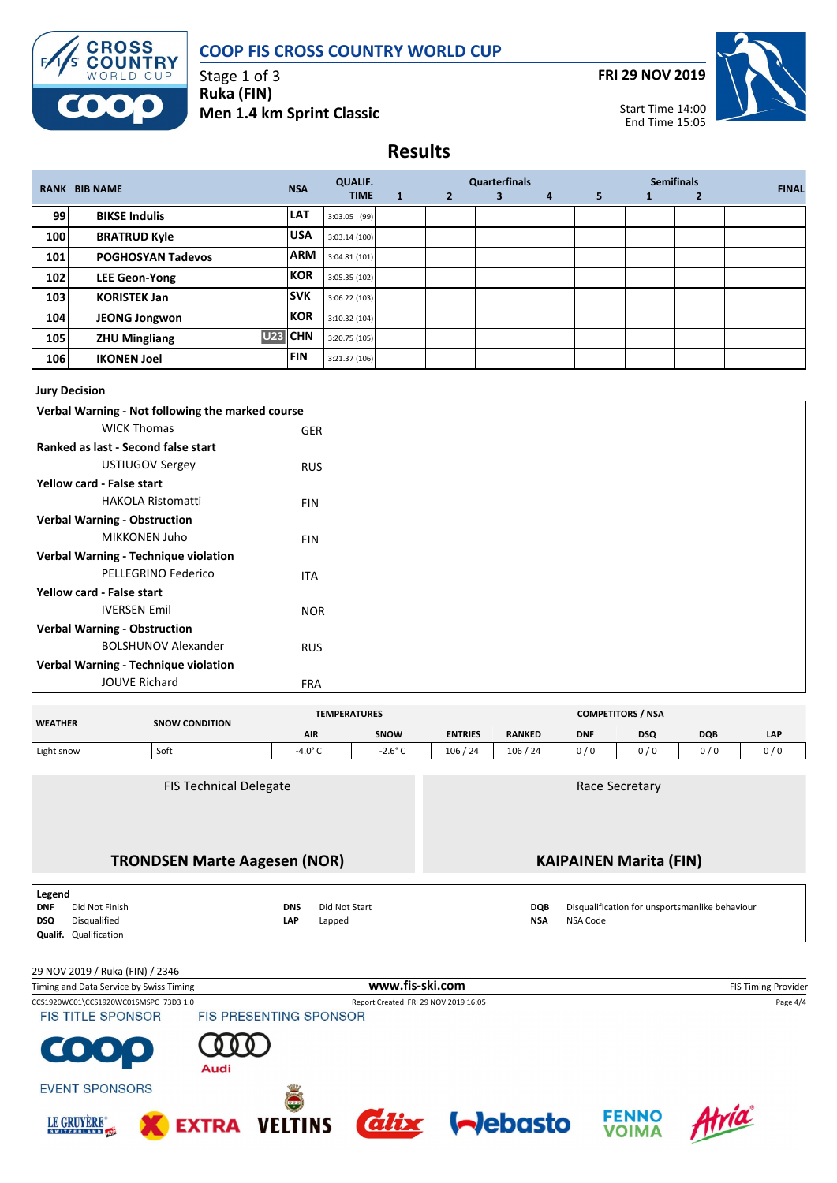# COOP FIS CROSS COUNTRY WORLD CUP

Stage 1 of 3
**Ruka (FIN)**
**Men 1.4 km Sprint Classic**

**FRI 29 NOV 2019**

Start Time 14:00
End Time 15:05

## Results

| RANK | BIB | NAME | | NSA | QUALIF. TIME | Quarterfinals 1 | 2 | 3 | 4 | 5 | Semifinals 1 | 2 | FINAL |
|---|---|---|---|---|---|---|---|---|---|---|---|---|---|
| 99 | | BIKSE Indulis | | LAT | 3:03.05 (99) | | | | | | | | |
| 100 | | BRATRUD Kyle | | USA | 3:03.14 (100) | | | | | | | | |
| 101 | | POGHOSYAN Tadevos | | ARM | 3:04.81 (101) | | | | | | | | |
| 102 | | LEE Geon-Yong | | KOR | 3:05.35 (102) | | | | | | | | |
| 103 | | KORISTEK Jan | | SVK | 3:06.22 (103) | | | | | | | | |
| 104 | | JEONG Jongwon | | KOR | 3:10.32 (104) | | | | | | | | |
| 105 | | ZHU Mingliang | U23 | CHN | 3:20.75 (105) | | | | | | | | |
| 106 | | IKONEN Joel | | FIN | 3:21.37 (106) | | | | | | | | |

**Jury Decision**

| | |
|---|---|
| **Verbal Warning - Not following the marked course** | |
| WICK Thomas | GER |
| **Ranked as last - Second false start** | |
| USTIUGOV Sergey | RUS |
| **Yellow card - False start** | |
| HAKOLA Ristomatti | FIN |
| **Verbal Warning - Obstruction** | |
| MIKKONEN Juho | FIN |
| **Verbal Warning - Technique violation** | |
| PELLEGRINO Federico | ITA |
| **Yellow card - False start** | |
| IVERSEN Emil | NOR |
| **Verbal Warning - Obstruction** | |
| BOLSHUNOV Alexander | RUS |
| **Verbal Warning - Technique violation** | |
| JOUVE Richard | FRA |

| WEATHER | SNOW CONDITION | TEMPERATURES AIR | SNOW | COMPETITORS / NSA ENTRIES | RANKED | DNF | DSQ | DQB | LAP |
|---|---|---|---|---|---|---|---|---|---|
| Light snow | Soft | -4.0° C | -2.6° C | 106 / 24 | 106 / 24 | 0 / 0 | 0 / 0 | 0 / 0 | 0 / 0 |

| FIS Technical Delegate | Race Secretary |
|---|---|
| **TRONDSEN Marte Aagesen (NOR)** | **KAIPAINEN Marita (FIN)** |

**Legend**

| | | | | | |
|---|---|---|---|---|---|
| **DNF** | Did Not Finish | **DNS** | Did Not Start | **DQB** | Disqualification for unsportsmanlike behaviour |
| **DSQ** | Disqualified | **LAP** | Lapped | **NSA** | NSA Code |
| **Qualif.** | Qualification | | | | |

29 NOV 2019 / Ruka (FIN) / 2346

Timing and Data Service by Swiss Timing — www.fis-ski.com — FIS Timing Provider

CCS1920WC01\CCS1920WC01SMSPC_73D3 1.0 — Report Created FRI 29 NOV 2019 16:05

FIS TITLE SPONSOR — FIS PRESENTING SPONSOR

EVENT SPONSORS